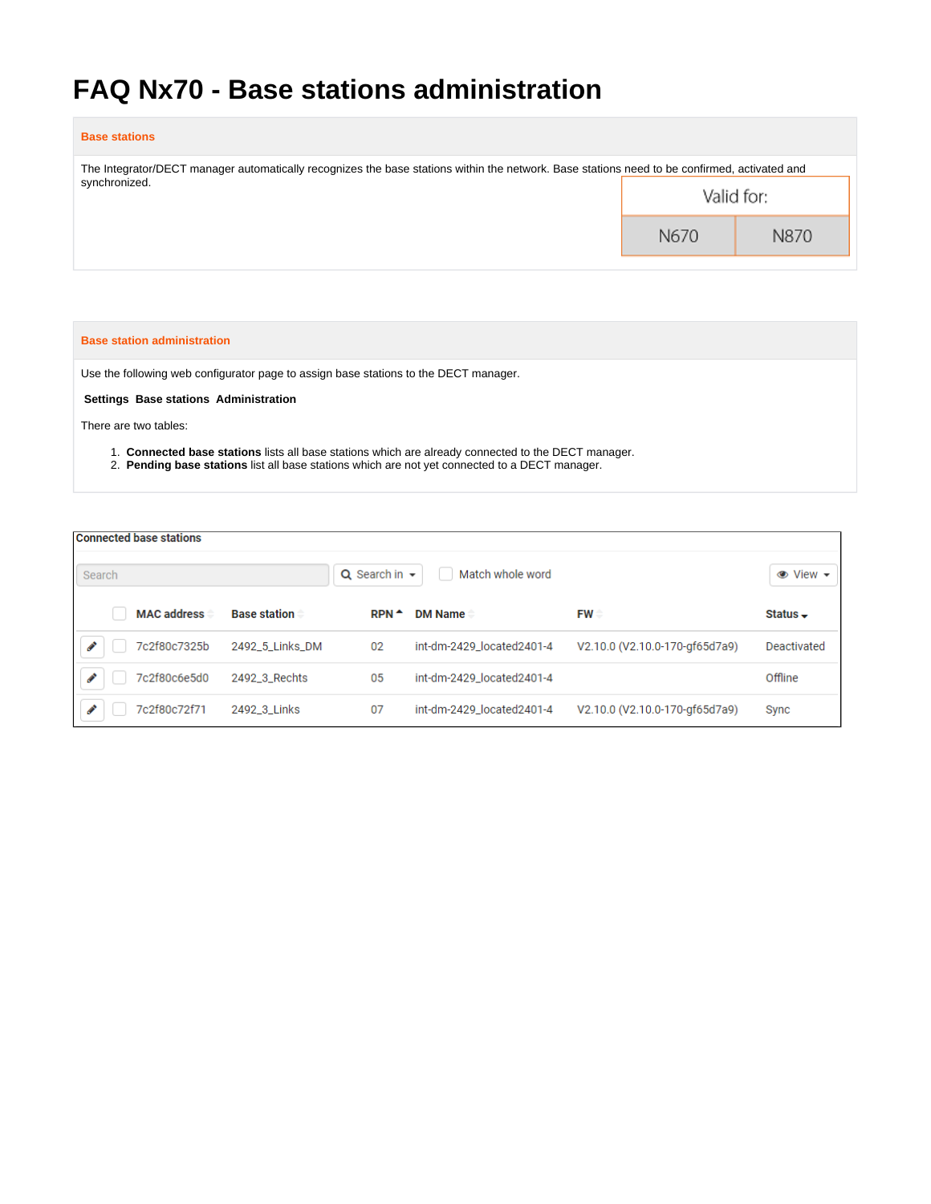# FAQ Nx70 - Base stations administration

## Base stations

The Integrator/DECT manager automatically recognizes the base stations within the network. Base stations need to be confirmed, activated and synchronized.

| Valid for: | |
|---|---|
| N670 | N870 |

## Base station administration

Use the following web configurator page to assign base stations to the DECT manager.

**Settings Base stations Administration**

There are two tables:

1. **Connected base stations** lists all base stations which are already connected to the DECT manager.
2. **Pending base stations** list all base stations which are not yet connected to a DECT manager.

**Connected base stations**

Search | Search in | Match whole word | View

| MAC address | Base station | RPN | DM Name | FW | Status |
|---|---|---|---|---|---|
| 7c2f80c7325b | 2492_5_Links_DM | 02 | int-dm-2429_located2401-4 | V2.10.0 (V2.10.0-170-gf65d7a9) | Deactivated |
| 7c2f80c6e5d0 | 2492_3_Rechts | 05 | int-dm-2429_located2401-4 | | Offline |
| 7c2f80c72f71 | 2492_3_Links | 07 | int-dm-2429_located2401-4 | V2.10.0 (V2.10.0-170-gf65d7a9) | Sync |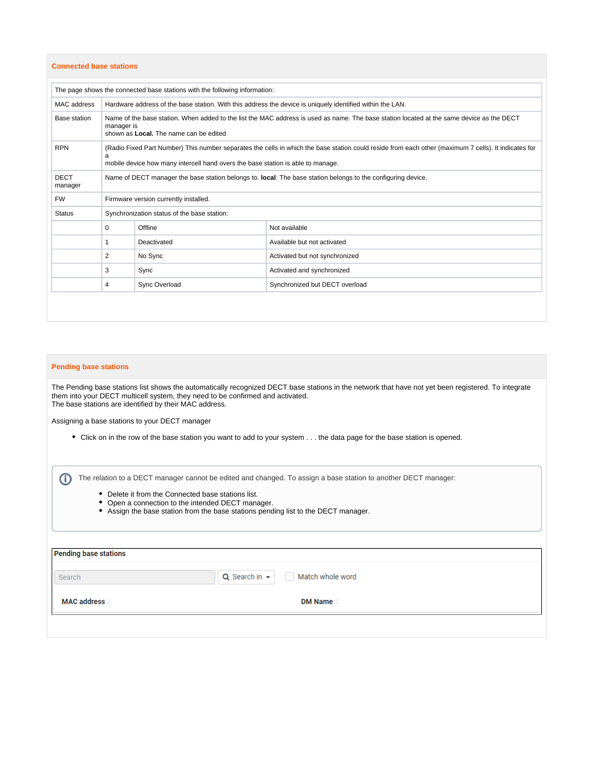## Connected base stations

| | | | |
|---|---|---|---|
| The page shows the connected base stations with the following information: | | | |
| MAC address | Hardware address of the base station. With this address the device is uniquely identified within the LAN. | | |
| Base station | Name of the base station. When added to the list the MAC address is used as name. The base station located at the same device as the DECT manager is shown as **Local.** The name can be edited | | |
| RPN | (Radio Fixed Part Number) This number separates the cells in which the base station could reside from each other (maximum 7 cells). It indicates for a mobile device how many intercell hand overs the base station is able to manage. | | |
| DECT manager | Name of DECT manager the base station belongs to. **local**: The base station belongs to the configuring device. | | |
| FW | Firmware version currently installed. | | |
| Status | Synchronization status of the base station: | | |
| | 0 | Offline | Not available |
| | 1 | Deactivated | Available but not activated |
| | 2 | No Sync | Activated but not synchronized |
| | 3 | Sync | Activated and synchronized |
| | 4 | Sync Overload | Synchronized but DECT overload |

## Pending base stations

The Pending base stations list shows the automatically recognized DECT base stations in the network that have not yet been registered. To integrate them into your DECT multicell system, they need to be confirmed and activated.
The base stations are identified by their MAC address.

Assigning a base stations to your DECT manager

- Click on in the row of the base station you want to add to your system . . . the data page for the base station is opened.

The relation to a DECT manager cannot be edited and changed. To assign a base station to another DECT manager:

- Delete it from the Connected base stations list.
- Open a connection to the intended DECT manager.
- Assign the base station from the base stations pending list to the DECT manager.

**Pending base stations**

Search | Search in | Match whole word

| MAC address | DM Name |
|---|---|